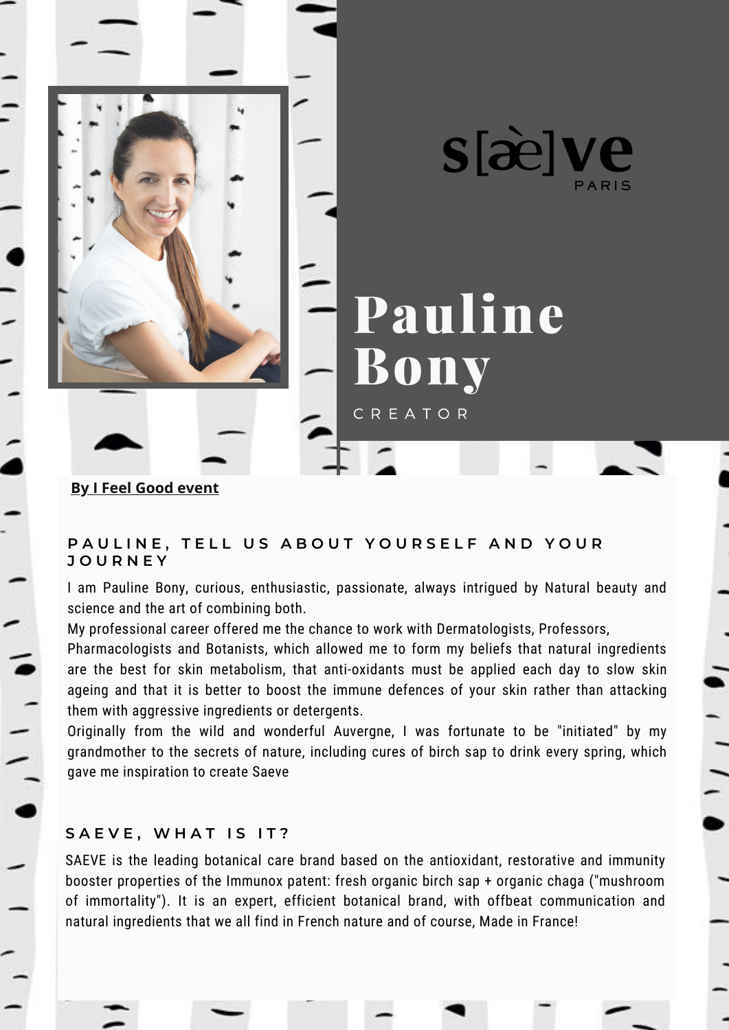s[æ]ve
PARIS

# Pauline Bony

CREATOR

**By I Feel Good event**

### PAULINE, TELL US ABOUT YOURSELF AND YOUR JOURNEY

I am Pauline Bony, curious, enthusiastic, passionate, always intrigued by Natural beauty and science and the art of combining both.

My professional career offered me the chance to work with Dermatologists, Professors, Pharmacologists and Botanists, which allowed me to form my beliefs that natural ingredients are the best for skin metabolism, that anti-oxidants must be applied each day to slow skin ageing and that it is better to boost the immune defences of your skin rather than attacking them with aggressive ingredients or detergents.

Originally from the wild and wonderful Auvergne, I was fortunate to be "initiated" by my grandmother to the secrets of nature, including cures of birch sap to drink every spring, which gave me inspiration to create Saeve

### SAEVE, WHAT IS IT?

SAEVE is the leading botanical care brand based on the antioxidant, restorative and immunity booster properties of the Immunox patent: fresh organic birch sap + organic chaga ("mushroom of immortality"). It is an expert, efficient botanical brand, with offbeat communication and natural ingredients that we all find in French nature and of course, Made in France!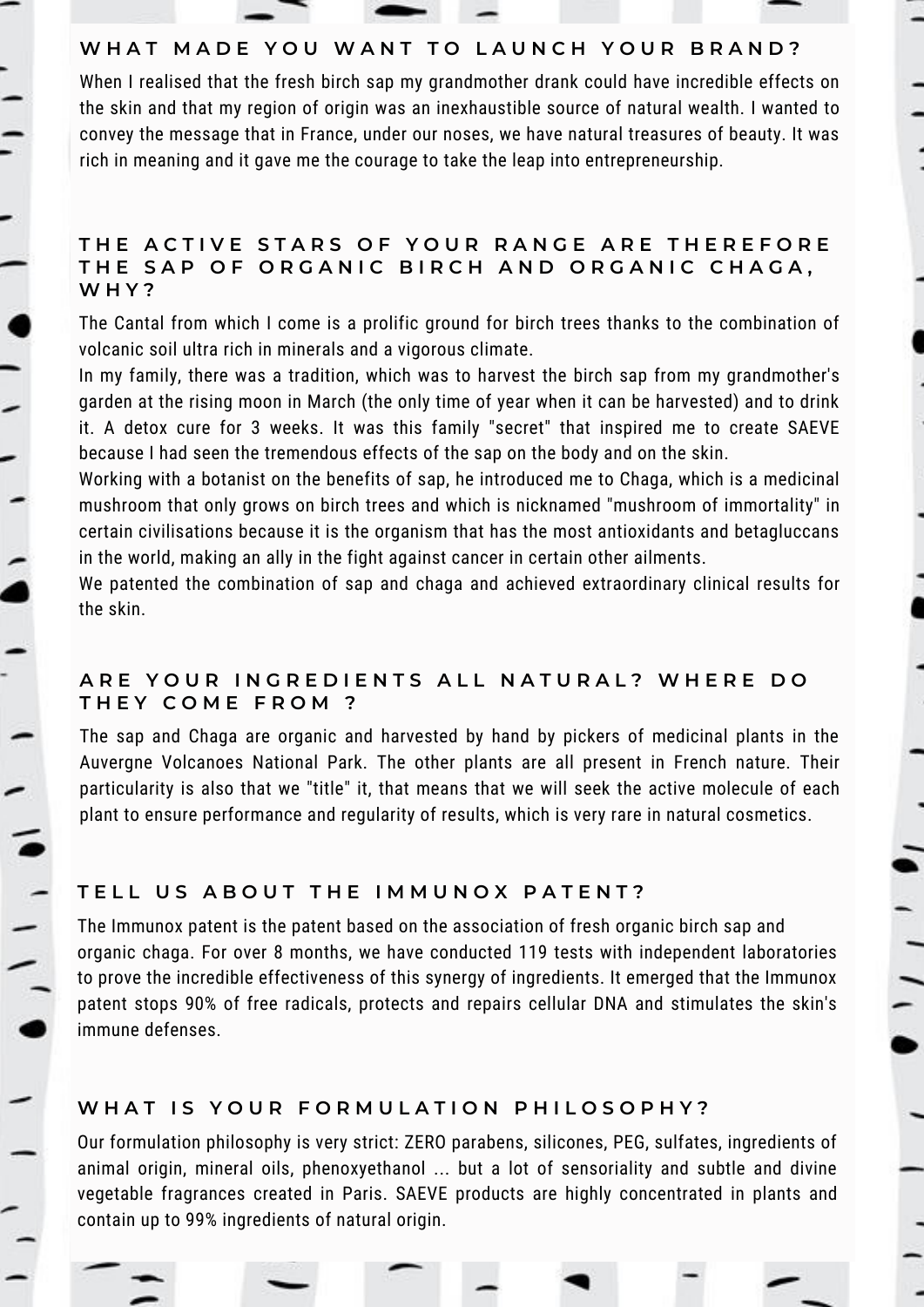## WHAT MADE YOU WANT TO LAUNCH YOUR BRAND?

When I realised that the fresh birch sap my grandmother drank could have incredible effects on the skin and that my region of origin was an inexhaustible source of natural wealth. I wanted to convey the message that in France, under our noses, we have natural treasures of beauty. It was rich in meaning and it gave me the courage to take the leap into entrepreneurship.

## THE ACTIVE STARS OF YOUR RANGE ARE THEREFORE THE SAP OF ORGANIC BIRCH AND ORGANIC CHAGA, WHY?

The Cantal from which I come is a prolific ground for birch trees thanks to the combination of volcanic soil ultra rich in minerals and a vigorous climate.

In my family, there was a tradition, which was to harvest the birch sap from my grandmother's garden at the rising moon in March (the only time of year when it can be harvested) and to drink it. A detox cure for 3 weeks. It was this family "secret" that inspired me to create SAEVE because I had seen the tremendous effects of the sap on the body and on the skin.

Working with a botanist on the benefits of sap, he introduced me to Chaga, which is a medicinal mushroom that only grows on birch trees and which is nicknamed "mushroom of immortality" in certain civilisations because it is the organism that has the most antioxidants and betagluccans in the world, making an ally in the fight against cancer in certain other ailments.

We patented the combination of sap and chaga and achieved extraordinary clinical results for the skin.

## ARE YOUR INGREDIENTS ALL NATURAL? WHERE DO THEY COME FROM ?

The sap and Chaga are organic and harvested by hand by pickers of medicinal plants in the Auvergne Volcanoes National Park. The other plants are all present in French nature. Their particularity is also that we "title" it, that means that we will seek the active molecule of each plant to ensure performance and regularity of results, which is very rare in natural cosmetics.

## TELL US ABOUT THE IMMUNOX PATENT?

The Immunox patent is the patent based on the association of fresh organic birch sap and organic chaga. For over 8 months, we have conducted 119 tests with independent laboratories to prove the incredible effectiveness of this synergy of ingredients. It emerged that the Immunox patent stops 90% of free radicals, protects and repairs cellular DNA and stimulates the skin's immune defenses.

## WHAT IS YOUR FORMULATION PHILOSOPHY?

Our formulation philosophy is very strict: ZERO parabens, silicones, PEG, sulfates, ingredients of animal origin, mineral oils, phenoxyethanol ... but a lot of sensoriality and subtle and divine vegetable fragrances created in Paris. SAEVE products are highly concentrated in plants and contain up to 99% ingredients of natural origin.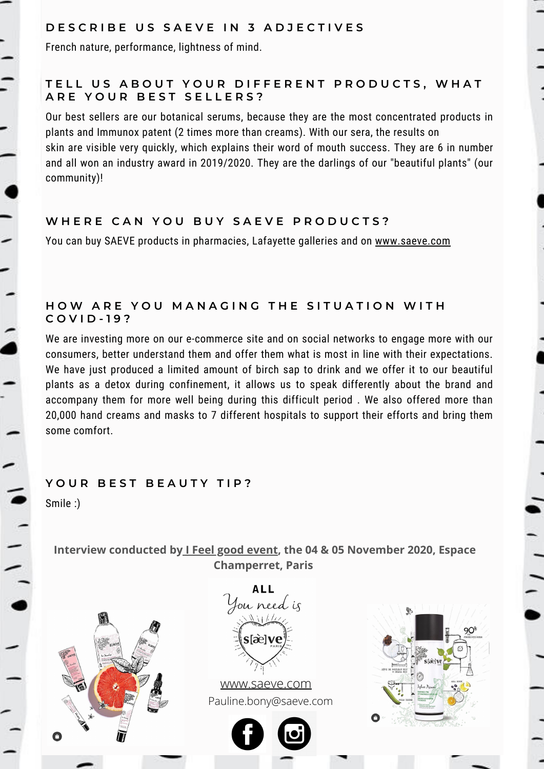### DESCRIBE US SAEVE IN 3 ADJECTIVES

French nature, performance, lightness of mind.

### TELL US ABOUT YOUR DIFFERENT PRODUCTS, WHAT ARE YOUR BEST SELLERS?

Our best sellers are our botanical serums, because they are the most concentrated products in plants and Immunox patent (2 times more than creams). With our sera, the results on skin are visible very quickly, which explains their word of mouth success. They are 6 in number and all won an industry award in 2019/2020. They are the darlings of our "beautiful plants" (our community)!

### WHERE CAN YOU BUY SAEVE PRODUCTS?

You can buy SAEVE products in pharmacies, Lafayette galleries and on www.saeve.com

### HOW ARE YOU MANAGING THE SITUATION WITH COVID-19?

We are investing more on our e-commerce site and on social networks to engage more with our consumers, better understand them and offer them what is most in line with their expectations. We have just produced a limited amount of birch sap to drink and we offer it to our beautiful plants as a detox during confinement, it allows us to speak differently about the brand and accompany them for more well being during this difficult period . We also offered more than 20,000 hand creams and masks to 7 different hospitals to support their efforts and bring them some comfort.

### YOUR BEST BEAUTY TIP?

Smile :)

**Interview conducted by I Feel good event, the 04 & 05 November 2020, Espace Champerret, Paris**

ALL You need is s[æ]ve PARIS

www.saeve.com

Pauline.bony@saeve.com